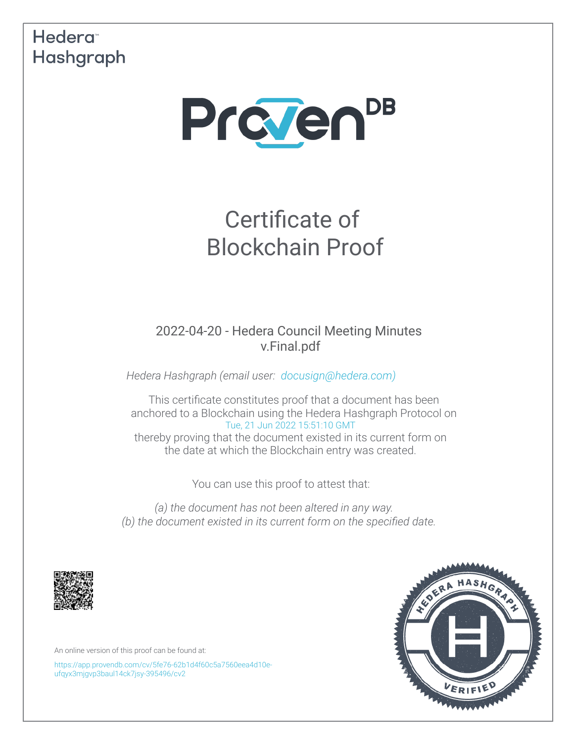Hedera Hashgraph

ProvenDB

# Certificate of Blockchain Proof

2022-04-20 - Hedera Council Meeting Minutes v.Final.pdf

*Hedera Hashgraph (email user: docusign@hedera.com)*

This certificate constitutes proof that a document has been anchored to a Blockchain using the Hedera Hashgraph Protocol on Tue, 21 Jun 2022 15:51:10 GMT thereby proving that the document existed in its current form on the date at which the Blockchain entry was created.

You can use this proof to attest that:

*(a) the document has not been altered in any way.*
*(b) the document existed in its current form on the specified date.*

An online version of this proof can be found at:

https://app.provendb.com/cv/5fe76-62b1d4f60c5a7560eea4d10e-ufqyx3mjgvp3baul14ck7jsy-395496/cv2

HEDERA HASHGRAPH VERIFIED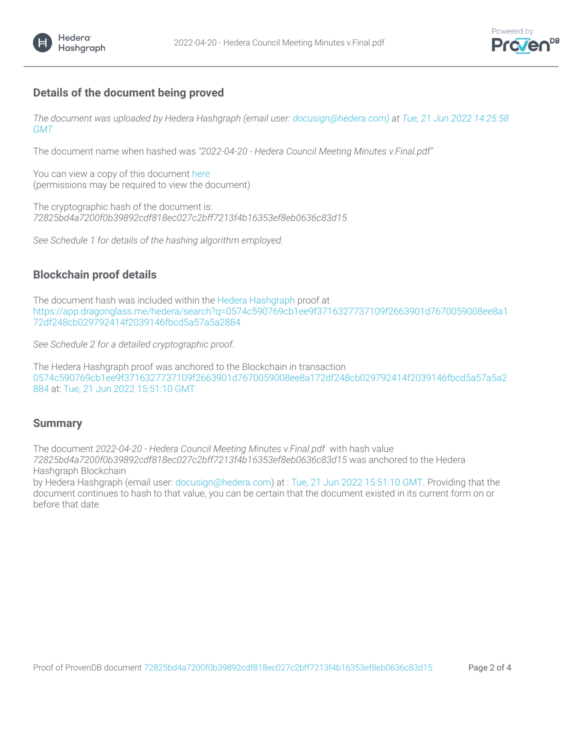## Details of the document being proved

*The document was uploaded by Hedera Hashgraph (email user: docusign@hedera.com) at Tue, 21 Jun 2022 14:25:58 GMT*

The document name when hashed was *"2022-04-20 - Hedera Council Meeting Minutes v.Final.pdf"*

You can view a copy of this document here
(permissions may be required to view the document)

The cryptographic hash of the document is:
*72825bd4a7200f0b39892cdf818ec027c2bff7213f4b16353ef8eb0636c83d15*

*See Schedule 1 for details of the hashing algorithm employed.*

## Blockchain proof details

The document hash was included within the Hedera Hashgraph proof at
https://app.dragonglass.me/hedera/search?q=0574c590769cb1ee9f3716327737109f2663901d7670059008ee8a172df248cb029792414f2039146fbcd5a57a5a2884

*See Schedule 2 for a detailed cryptographic proof.*

The Hedera Hashgraph proof was anchored to the Blockchain in transaction
0574c590769cb1ee9f3716327737109f2663901d7670059008ee8a172df248cb029792414f2039146fbcd5a57a5a2884 at: Tue, 21 Jun 2022 15:51:10 GMT

## Summary

The document *2022-04-20 - Hedera Council Meeting Minutes v.Final.pdf* with hash value *72825bd4a7200f0b39892cdf818ec027c2bff7213f4b16353ef8eb0636c83d15* was anchored to the Hedera Hashgraph Blockchain
by Hedera Hashgraph (email user: docusign@hedera.com) at : Tue, 21 Jun 2022 15:51:10 GMT. Providing that the document continues to hash to that value, you can be certain that the document existed in its current form on or before that date.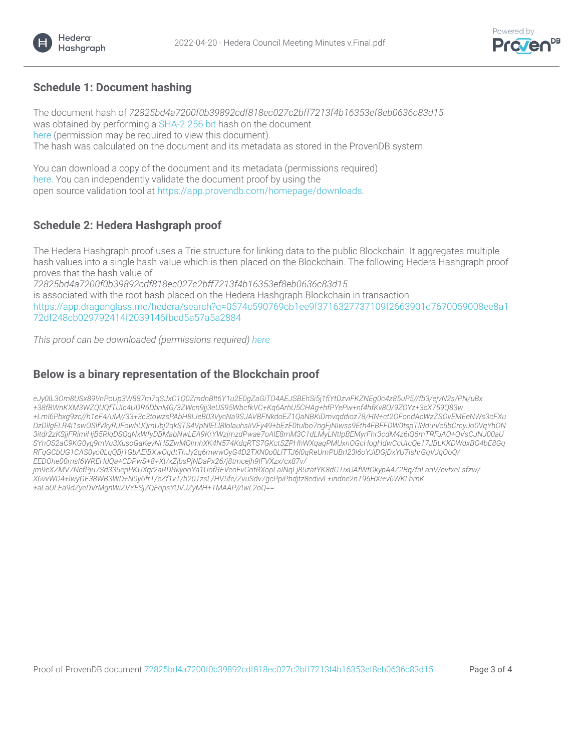## Schedule 1: Document hashing

The document hash of *72825bd4a7200f0b39892cdf818ec027c2bff7213f4b16353ef8eb0636c83d15* was obtained by performing a SHA-2 256 bit hash on the document here (permission may be required to view this document).
The hash was calculated on the document and its metadata as stored in the ProvenDB system.

You can download a copy of the document and its metadata (permissions required) here. You can independently validate the document proof by using the open source validation tool at https://app.provendb.com/homepage/downloads.

## Schedule 2: Hedera Hashgraph proof

The Hedera Hashgraph proof uses a Trie structure for linking data to the public Blockchain. It aggregates multiple hash values into a single hash value which is then placed on the Blockchain. The following Hedera Hashgraph proof proves that the hash value of
*72825bd4a7200f0b39892cdf818ec027c2bff7213f4b16353ef8eb0636c83d15*
is associated with the root hash placed on the Hedera Hashgraph Blockchain in transaction
https://app.dragonglass.me/hedera/search?q=0574c590769cb1ee9f3716327737109f2663901d7670059008ee8a172df248cb029792414f2039146fbcd5a57a5a2884

*This proof can be downloaded (permissions required) here*

## Below is a binary representation of the Blockchain proof

*eJy0lL3Om8USx89VnPoUp3W887m7qSJxC1Q0ZmdnBlt6Y1u2E0gZaGiTO4AEJSBEhSi5j1fiYtDzviFKZNEg0c4z85uP5//fb3/ejvN2s/PN/uBx+38fBWnKXM3WZQUQfTUIc4UDR6DbnMG/3ZWcn9jj3eUS95WbcfkVC+Kq6ArhU5CHAg+hfPYePw+nf4hfKv8O/9ZOYz+3cX759Q83w+Lml6Pbxg9zc//h1eF4/uM//33+3c3towzsPAbH8IJeB03VycNa9SJAVBFNkdoEZ1QaNBKiDmvqddioz78/HN+ct2OFondAcWzZSOvEMEeNWs3cFXuDzDllgELR4i1swOSlfVkyRJFowhUQmUbj2qkSTS4VpNlELlBloIauhsIiVFy49+bEzE0tulbo7ngFjNIwss9Eth4FBFFDW0tspTINduiVc5bCrcyJo0VqYhON3itdr2zKSjjFRimiHjB5RlqDSQqNxWfyDBMabNwLEA9KrYWzjmzdPwae7oAlE8mM3C1dLMyLNtIpBEMyrFhr3cdM4z6iQ6mTRFJAO+QVsCJNJ00aUSYnOS2aC9KG0yg9mVu3XusoGaKeyNHSZwMQlmhXK4N574KdqRTS7GKctSZPHhWXqaqPMUxnOGcHogHdwCcUtcQe17JBLKKDWdxBO4bE8GqRFqGCbUG1CAS0yo0LqQBj1GbAEiBXwOqdtThJy2g6mwwOyG4D2TXN0o0LlTTJ6l0qReUmPUBrI23l6oYJiDGjDxYU7IshrGqVJqOoQ/EEDOhe00msI6WREHdQa+CDPwS+8+Xt/xZjbsPjNDaPx26/j8tmcejh9lFVXzx/cx87v/jm9eXZMV7NcfPju7Sd335epPKUXqr2aRDRkyooYa1UofREVeoFvGotRXopLaINqLj85zatYK8dGTixUAfWtOkypA4Z2Bq/fnLanV/cvtxeLsfzw/X6vvWD4+IwyGE38WB3WD+N0y6frT/eZf1vT/b20TzsL/HV5fe/ZvuSdv7gcPpiPbdjtz8edvvL+indne2nT96HXi+v6WKLhmK+aLaULEa9dZyeDVrMgnWiZVYESjZQEopsYUVJZyMH+TMAAP//IwL2oQ==*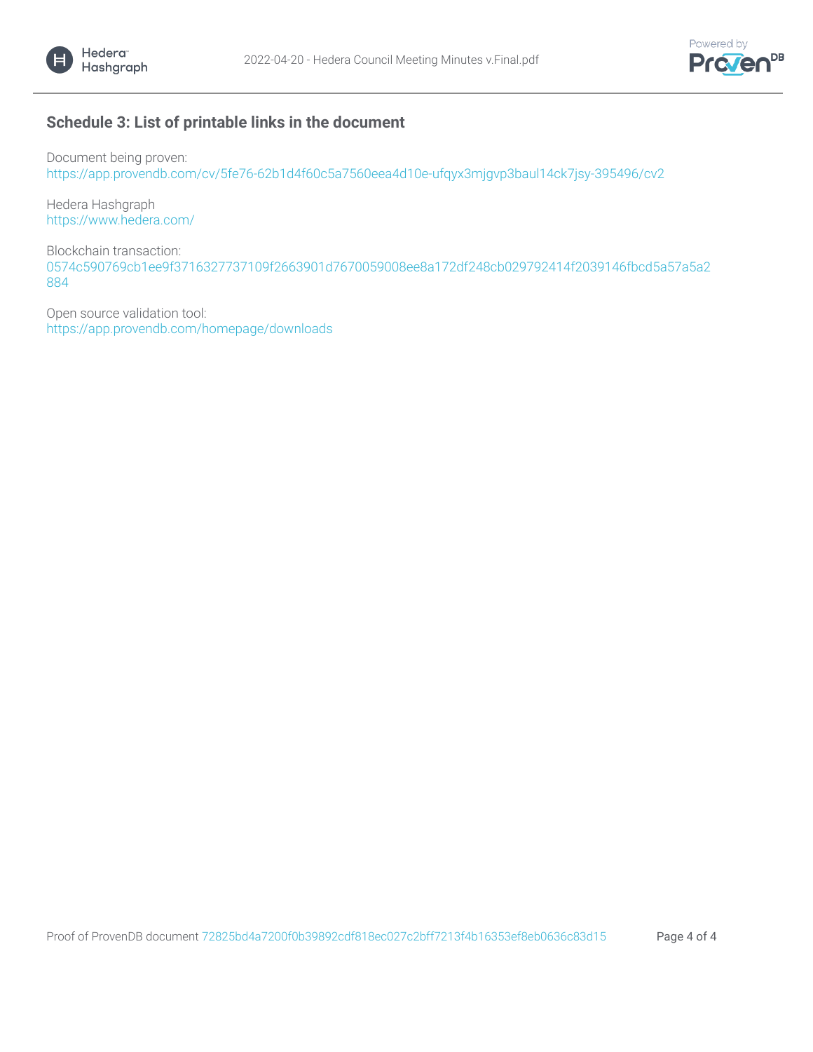## Schedule 3: List of printable links in the document

Document being proven:
https://app.provendb.com/cv/5fe76-62b1d4f60c5a7560eea4d10e-ufqyx3mjgvp3baul14ck7jsy-395496/cv2

Hedera Hashgraph
https://www.hedera.com/

Blockchain transaction:
0574c590769cb1ee9f3716327737109f2663901d7670059008ee8a172df248cb029792414f2039146fbcd5a57a5a2884

Open source validation tool:
https://app.provendb.com/homepage/downloads